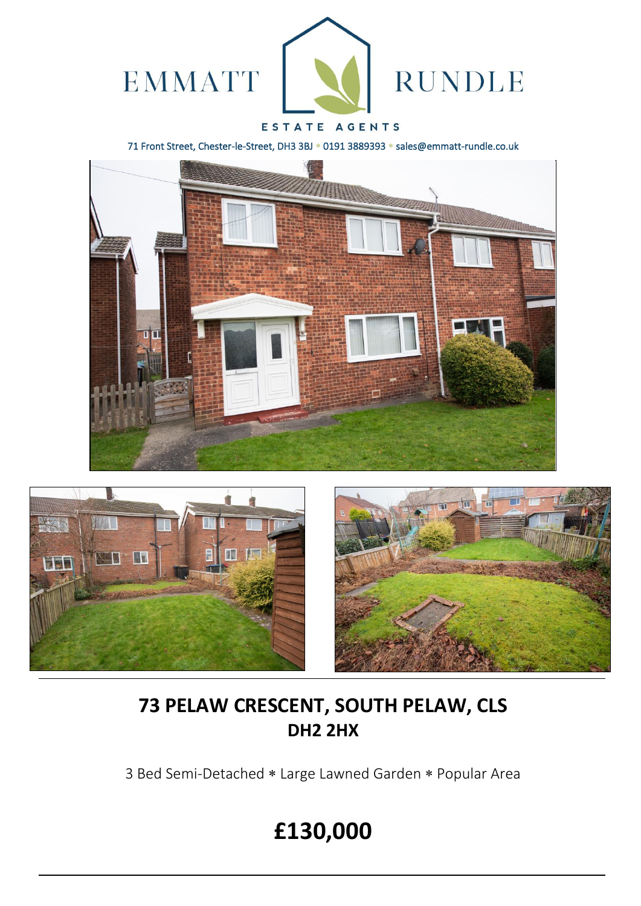EMMATT RUNDLE

ESTATE AGENTS

71 Front Street, Chester-le-Street, DH3 3BJ * 0191 3889393 * sales@emmatt-rundle.co.uk

# 73 PELAW CRESCENT, SOUTH PELAW, CLS
## DH2 2HX

3 Bed Semi-Detached * Large Lawned Garden * Popular Area

# £130,000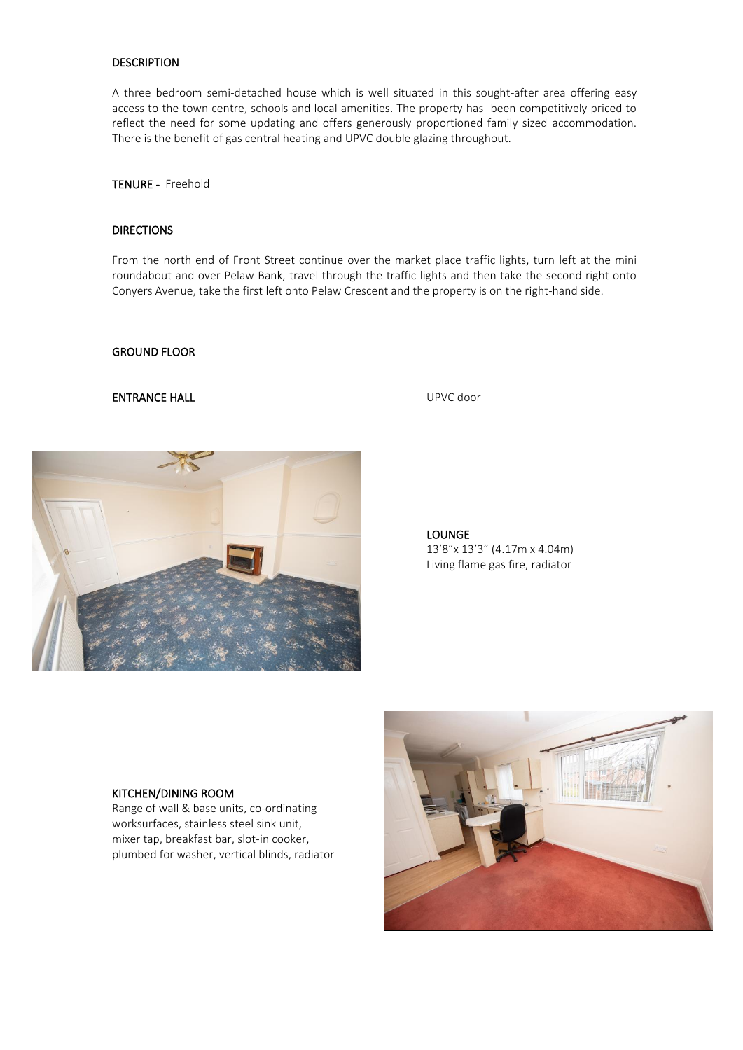## DESCRIPTION

A three bedroom semi-detached house which is well situated in this sought-after area offering easy access to the town centre, schools and local amenities. The property has been competitively priced to reflect the need for some updating and offers generously proportioned family sized accommodation. There is the benefit of gas central heating and UPVC double glazing throughout.

**TENURE -** Freehold

## DIRECTIONS

From the north end of Front Street continue over the market place traffic lights, turn left at the mini roundabout and over Pelaw Bank, travel through the traffic lights and then take the second right onto Conyers Avenue, take the first left onto Pelaw Crescent and the property is on the right-hand side.

## GROUND FLOOR

**ENTRANCE HALL**

UPVC door

**LOUNGE**

13'8"x 13'3" (4.17m x 4.04m)

Living flame gas fire, radiator

**KITCHEN/DINING ROOM**

Range of wall & base units, co-ordinating worksurfaces, stainless steel sink unit, mixer tap, breakfast bar, slot-in cooker, plumbed for washer, vertical blinds, radiator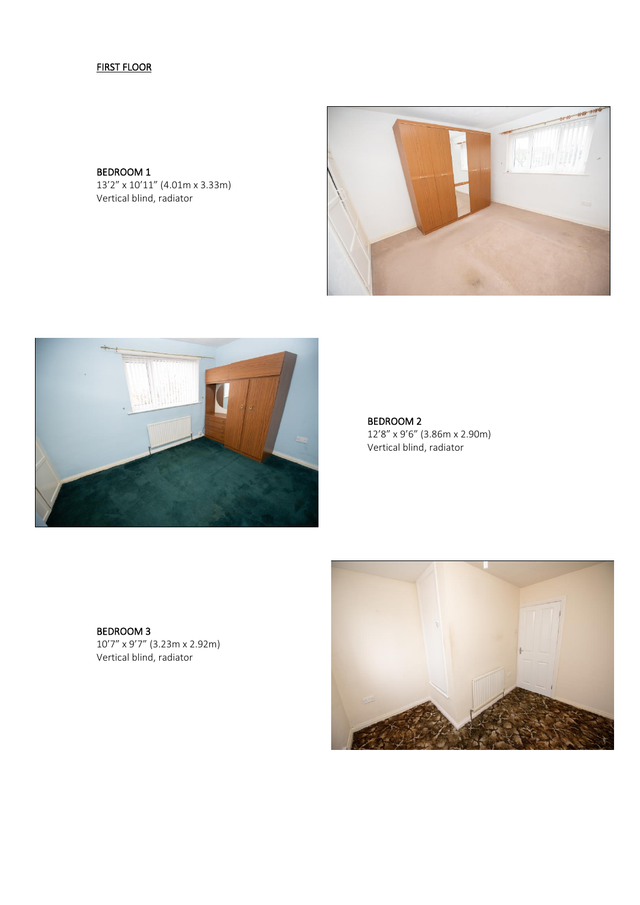FIRST FLOOR

**BEDROOM 1**
13'2" x 10'11" (4.01m x 3.33m)
Vertical blind, radiator

**BEDROOM 2**
12'8" x 9'6" (3.86m x 2.90m)
Vertical blind, radiator

**BEDROOM 3**
10'7" x 9'7" (3.23m x 2.92m)
Vertical blind, radiator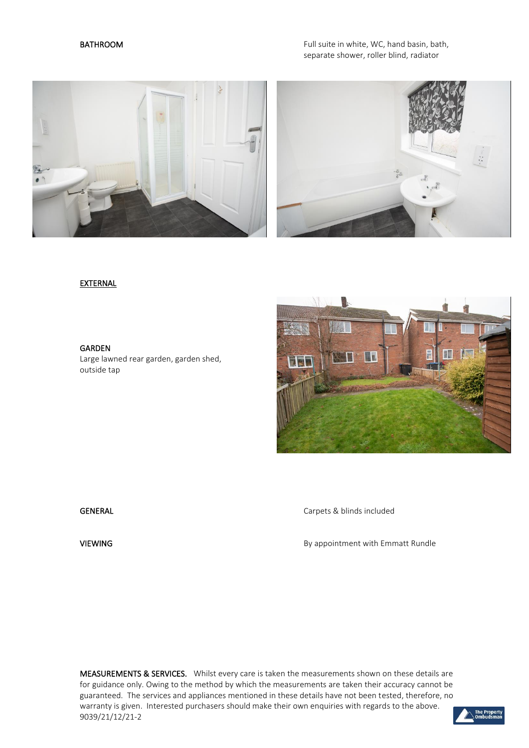BATHROOM

Full suite in white, WC, hand basin, bath, separate shower, roller blind, radiator

## EXTERNAL

GARDEN
Large lawned rear garden, garden shed, outside tap

GENERAL

Carpets & blinds included

VIEWING

By appointment with Emmatt Rundle

**MEASUREMENTS & SERVICES.** Whilst every care is taken the measurements shown on these details are for guidance only. Owing to the method by which the measurements are taken their accuracy cannot be guaranteed. The services and appliances mentioned in these details have not been tested, therefore, no warranty is given. Interested purchasers should make their own enquiries with regards to the above.
9039/21/12/21-2

The Property Ombudsman